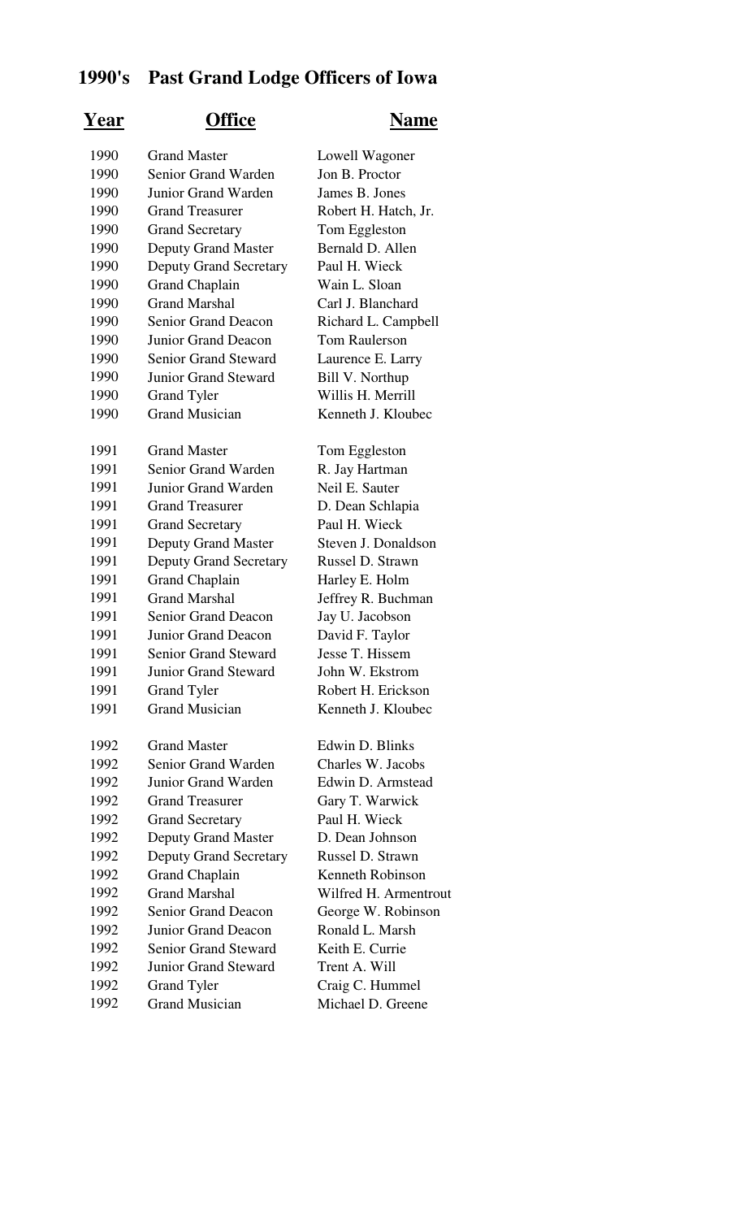# 1990's Past Grand Lodge Officers of Iowa

| Year | Office | Name |
|---|---|---|
| 1990 | Grand Master | Lowell Wagoner |
| 1990 | Senior Grand Warden | Jon B. Proctor |
| 1990 | Junior Grand Warden | James B. Jones |
| 1990 | Grand Treasurer | Robert H. Hatch, Jr. |
| 1990 | Grand Secretary | Tom Eggleston |
| 1990 | Deputy Grand Master | Bernald D. Allen |
| 1990 | Deputy Grand Secretary | Paul H. Wieck |
| 1990 | Grand Chaplain | Wain L. Sloan |
| 1990 | Grand Marshal | Carl J. Blanchard |
| 1990 | Senior Grand Deacon | Richard L. Campbell |
| 1990 | Junior Grand Deacon | Tom Raulerson |
| 1990 | Senior Grand Steward | Laurence E. Larry |
| 1990 | Junior Grand Steward | Bill V. Northup |
| 1990 | Grand Tyler | Willis H. Merrill |
| 1990 | Grand Musician | Kenneth J. Kloubec |
| 1991 | Grand Master | Tom Eggleston |
| 1991 | Senior Grand Warden | R. Jay Hartman |
| 1991 | Junior Grand Warden | Neil E. Sauter |
| 1991 | Grand Treasurer | D. Dean Schlapia |
| 1991 | Grand Secretary | Paul H. Wieck |
| 1991 | Deputy Grand Master | Steven J. Donaldson |
| 1991 | Deputy Grand Secretary | Russel D. Strawn |
| 1991 | Grand Chaplain | Harley E. Holm |
| 1991 | Grand Marshal | Jeffrey R. Buchman |
| 1991 | Senior Grand Deacon | Jay U. Jacobson |
| 1991 | Junior Grand Deacon | David F. Taylor |
| 1991 | Senior Grand Steward | Jesse T. Hissem |
| 1991 | Junior Grand Steward | John W. Ekstrom |
| 1991 | Grand Tyler | Robert H. Erickson |
| 1991 | Grand Musician | Kenneth J. Kloubec |
| 1992 | Grand Master | Edwin D. Blinks |
| 1992 | Senior Grand Warden | Charles W. Jacobs |
| 1992 | Junior Grand Warden | Edwin D. Armstead |
| 1992 | Grand Treasurer | Gary T. Warwick |
| 1992 | Grand Secretary | Paul H. Wieck |
| 1992 | Deputy Grand Master | D. Dean Johnson |
| 1992 | Deputy Grand Secretary | Russel D. Strawn |
| 1992 | Grand Chaplain | Kenneth Robinson |
| 1992 | Grand Marshal | Wilfred H. Armentrout |
| 1992 | Senior Grand Deacon | George W. Robinson |
| 1992 | Junior Grand Deacon | Ronald L. Marsh |
| 1992 | Senior Grand Steward | Keith E. Currie |
| 1992 | Junior Grand Steward | Trent A. Will |
| 1992 | Grand Tyler | Craig C. Hummel |
| 1992 | Grand Musician | Michael D. Greene |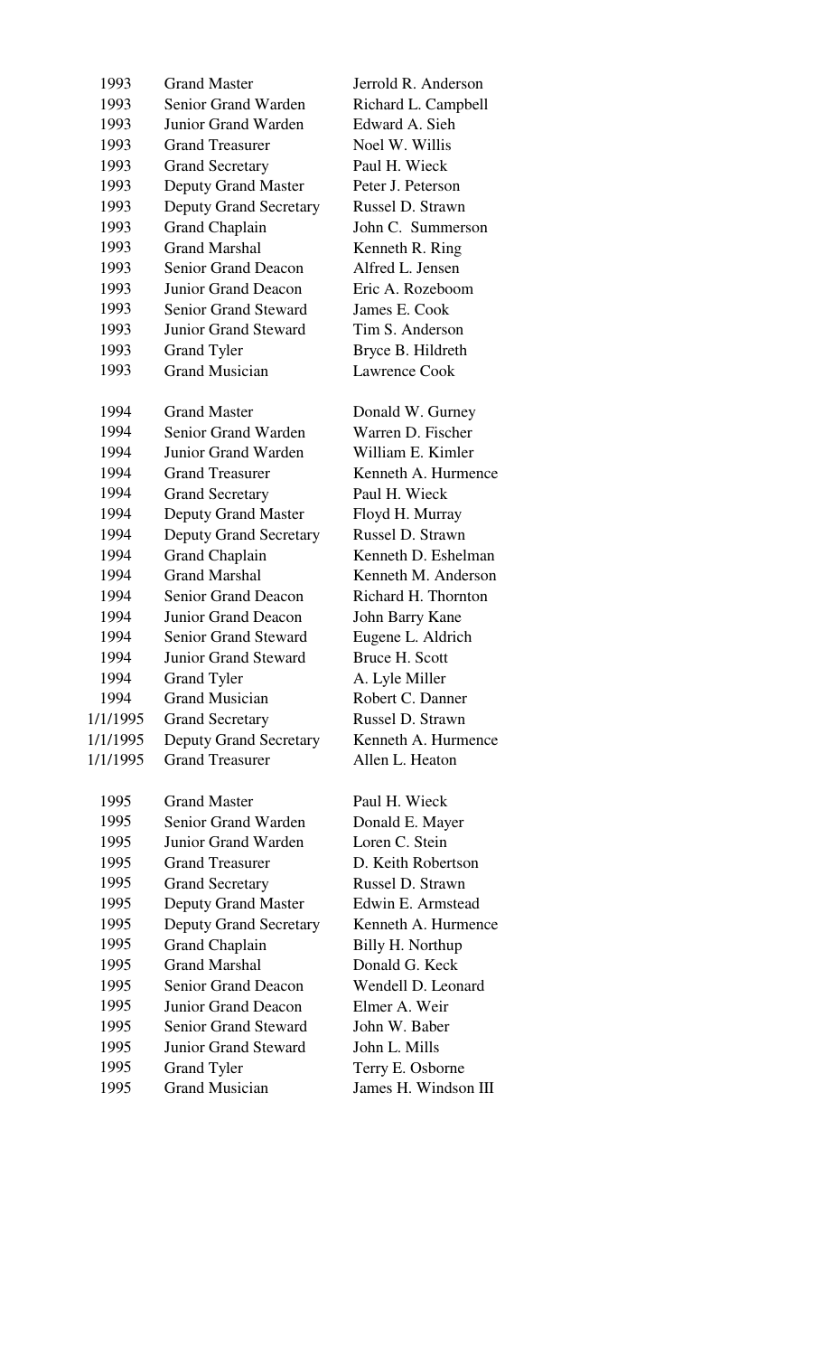| | | |
|---|---|---|
| 1993 | Grand Master | Jerrold R. Anderson |
| 1993 | Senior Grand Warden | Richard L. Campbell |
| 1993 | Junior Grand Warden | Edward A. Sieh |
| 1993 | Grand Treasurer | Noel W. Willis |
| 1993 | Grand Secretary | Paul H. Wieck |
| 1993 | Deputy Grand Master | Peter J. Peterson |
| 1993 | Deputy Grand Secretary | Russel D. Strawn |
| 1993 | Grand Chaplain | John C. Summerson |
| 1993 | Grand Marshal | Kenneth R. Ring |
| 1993 | Senior Grand Deacon | Alfred L. Jensen |
| 1993 | Junior Grand Deacon | Eric A. Rozeboom |
| 1993 | Senior Grand Steward | James E. Cook |
| 1993 | Junior Grand Steward | Tim S. Anderson |
| 1993 | Grand Tyler | Bryce B. Hildreth |
| 1993 | Grand Musician | Lawrence Cook |
| | | |
| 1994 | Grand Master | Donald W. Gurney |
| 1994 | Senior Grand Warden | Warren D. Fischer |
| 1994 | Junior Grand Warden | William E. Kimler |
| 1994 | Grand Treasurer | Kenneth A. Hurmence |
| 1994 | Grand Secretary | Paul H. Wieck |
| 1994 | Deputy Grand Master | Floyd H. Murray |
| 1994 | Deputy Grand Secretary | Russel D. Strawn |
| 1994 | Grand Chaplain | Kenneth D. Eshelman |
| 1994 | Grand Marshal | Kenneth M. Anderson |
| 1994 | Senior Grand Deacon | Richard H. Thornton |
| 1994 | Junior Grand Deacon | John Barry Kane |
| 1994 | Senior Grand Steward | Eugene L. Aldrich |
| 1994 | Junior Grand Steward | Bruce H. Scott |
| 1994 | Grand Tyler | A. Lyle Miller |
| 1994 | Grand Musician | Robert C. Danner |
| 1/1/1995 | Grand Secretary | Russel D. Strawn |
| 1/1/1995 | Deputy Grand Secretary | Kenneth A. Hurmence |
| 1/1/1995 | Grand Treasurer | Allen L. Heaton |
| | | |
| 1995 | Grand Master | Paul H. Wieck |
| 1995 | Senior Grand Warden | Donald E. Mayer |
| 1995 | Junior Grand Warden | Loren C. Stein |
| 1995 | Grand Treasurer | D. Keith Robertson |
| 1995 | Grand Secretary | Russel D. Strawn |
| 1995 | Deputy Grand Master | Edwin E. Armstead |
| 1995 | Deputy Grand Secretary | Kenneth A. Hurmence |
| 1995 | Grand Chaplain | Billy H. Northup |
| 1995 | Grand Marshal | Donald G. Keck |
| 1995 | Senior Grand Deacon | Wendell D. Leonard |
| 1995 | Junior Grand Deacon | Elmer A. Weir |
| 1995 | Senior Grand Steward | John W. Baber |
| 1995 | Junior Grand Steward | John L. Mills |
| 1995 | Grand Tyler | Terry E. Osborne |
| 1995 | Grand Musician | James H. Windson III |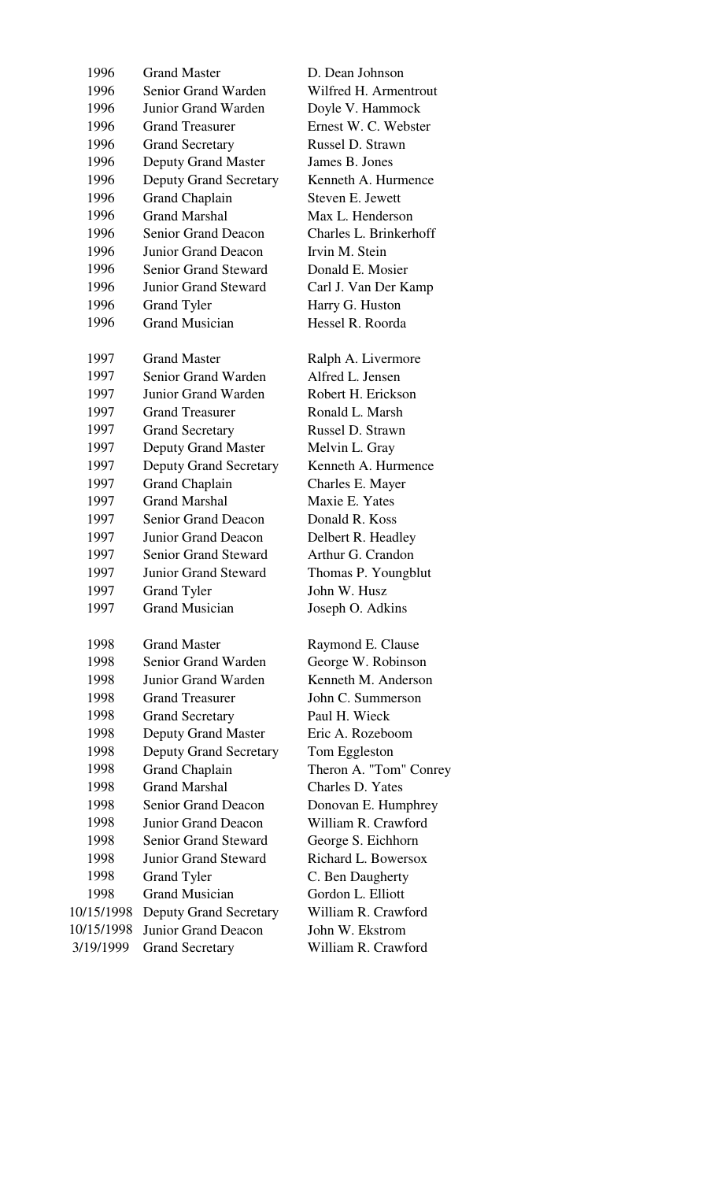| Year | Office | Name |
|---|---|---|
| 1996 | Grand Master | D. Dean Johnson |
| 1996 | Senior Grand Warden | Wilfred H. Armentrout |
| 1996 | Junior Grand Warden | Doyle V. Hammock |
| 1996 | Grand Treasurer | Ernest W. C. Webster |
| 1996 | Grand Secretary | Russel D. Strawn |
| 1996 | Deputy Grand Master | James B. Jones |
| 1996 | Deputy Grand Secretary | Kenneth A. Hurmence |
| 1996 | Grand Chaplain | Steven E. Jewett |
| 1996 | Grand Marshal | Max L. Henderson |
| 1996 | Senior Grand Deacon | Charles L. Brinkerhoff |
| 1996 | Junior Grand Deacon | Irvin M. Stein |
| 1996 | Senior Grand Steward | Donald E. Mosier |
| 1996 | Junior Grand Steward | Carl J. Van Der Kamp |
| 1996 | Grand Tyler | Harry G. Huston |
| 1996 | Grand Musician | Hessel R. Roorda |
| | | |
| 1997 | Grand Master | Ralph A. Livermore |
| 1997 | Senior Grand Warden | Alfred L. Jensen |
| 1997 | Junior Grand Warden | Robert H. Erickson |
| 1997 | Grand Treasurer | Ronald L. Marsh |
| 1997 | Grand Secretary | Russel D. Strawn |
| 1997 | Deputy Grand Master | Melvin L. Gray |
| 1997 | Deputy Grand Secretary | Kenneth A. Hurmence |
| 1997 | Grand Chaplain | Charles E. Mayer |
| 1997 | Grand Marshal | Maxie E. Yates |
| 1997 | Senior Grand Deacon | Donald R. Koss |
| 1997 | Junior Grand Deacon | Delbert R. Headley |
| 1997 | Senior Grand Steward | Arthur G. Crandon |
| 1997 | Junior Grand Steward | Thomas P. Youngblut |
| 1997 | Grand Tyler | John W. Husz |
| 1997 | Grand Musician | Joseph O. Adkins |
| | | |
| 1998 | Grand Master | Raymond E. Clause |
| 1998 | Senior Grand Warden | George W. Robinson |
| 1998 | Junior Grand Warden | Kenneth M. Anderson |
| 1998 | Grand Treasurer | John C. Summerson |
| 1998 | Grand Secretary | Paul H. Wieck |
| 1998 | Deputy Grand Master | Eric A. Rozeboom |
| 1998 | Deputy Grand Secretary | Tom Eggleston |
| 1998 | Grand Chaplain | Theron A. "Tom" Conrey |
| 1998 | Grand Marshal | Charles D. Yates |
| 1998 | Senior Grand Deacon | Donovan E. Humphrey |
| 1998 | Junior Grand Deacon | William R. Crawford |
| 1998 | Senior Grand Steward | George S. Eichhorn |
| 1998 | Junior Grand Steward | Richard L. Bowersox |
| 1998 | Grand Tyler | C. Ben Daugherty |
| 1998 | Grand Musician | Gordon L. Elliott |
| 10/15/1998 | Deputy Grand Secretary | William R. Crawford |
| 10/15/1998 | Junior Grand Deacon | John W. Ekstrom |
| 3/19/1999 | Grand Secretary | William R. Crawford |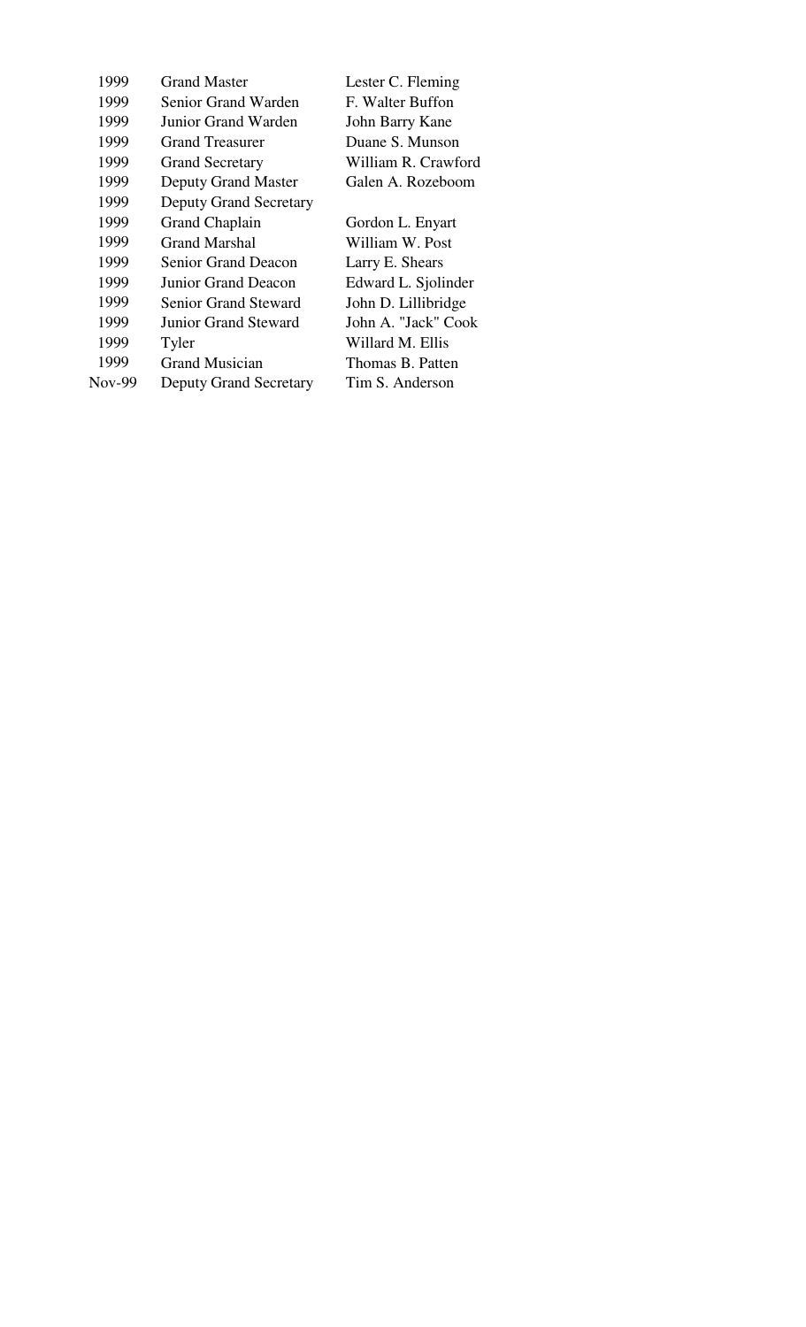| | | |
|---|---|---|
| 1999 | Grand Master | Lester C. Fleming |
| 1999 | Senior Grand Warden | F. Walter Buffon |
| 1999 | Junior Grand Warden | John Barry Kane |
| 1999 | Grand Treasurer | Duane S. Munson |
| 1999 | Grand Secretary | William R. Crawford |
| 1999 | Deputy Grand Master | Galen A. Rozeboom |
| 1999 | Deputy Grand Secretary | |
| 1999 | Grand Chaplain | Gordon L. Enyart |
| 1999 | Grand Marshal | William W. Post |
| 1999 | Senior Grand Deacon | Larry E. Shears |
| 1999 | Junior Grand Deacon | Edward L. Sjolinder |
| 1999 | Senior Grand Steward | John D. Lillibridge |
| 1999 | Junior Grand Steward | John A. "Jack" Cook |
| 1999 | Tyler | Willard M. Ellis |
| 1999 | Grand Musician | Thomas B. Patten |
| Nov-99 | Deputy Grand Secretary | Tim S. Anderson |